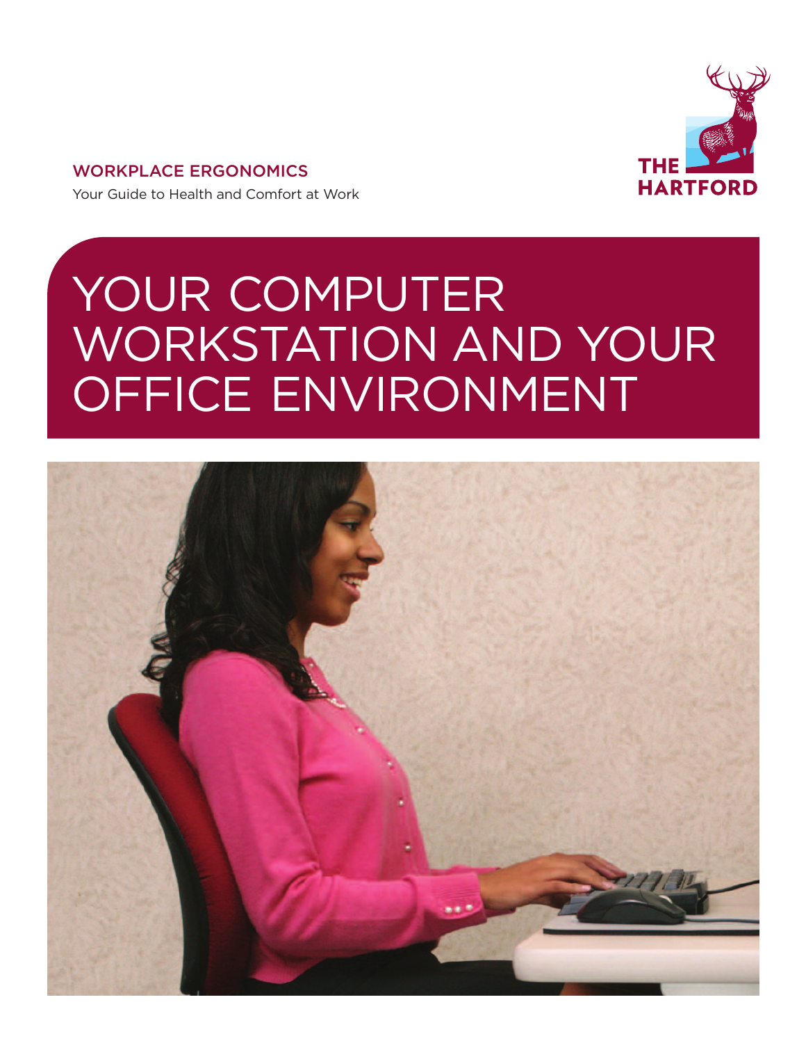WORKPLACE ERGONOMICS

Your Guide to Health and Comfort at Work

THE HARTFORD

# YOUR COMPUTER WORKSTATION AND YOUR OFFICE ENVIRONMENT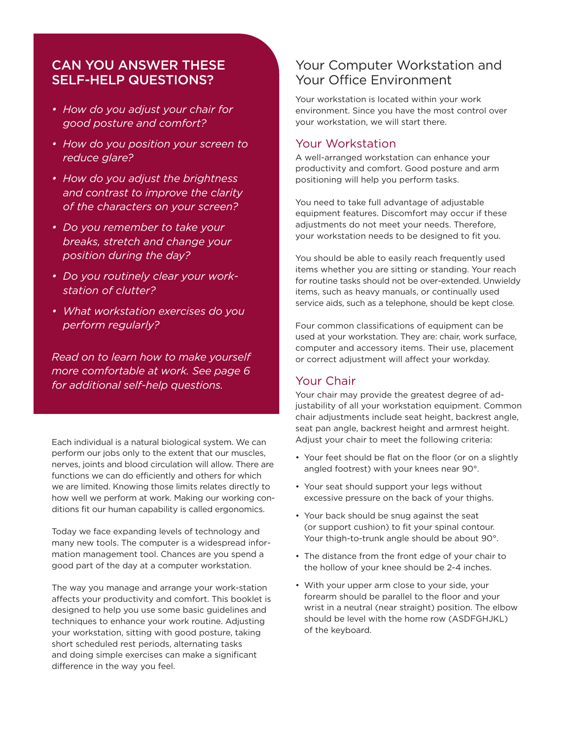## CAN YOU ANSWER THESE SELF-HELP QUESTIONS?

- *How do you adjust your chair for good posture and comfort?*
- *How do you position your screen to reduce glare?*
- *How do you adjust the brightness and contrast to improve the clarity of the characters on your screen?*
- *Do you remember to take your breaks, stretch and change your position during the day?*
- *Do you routinely clear your work-station of clutter?*
- *What workstation exercises do you perform regularly?*

*Read on to learn how to make yourself more comfortable at work. See page 6 for additional self-help questions.*

Each individual is a natural biological system. We can perform our jobs only to the extent that our muscles, nerves, joints and blood circulation will allow. There are functions we can do efficiently and others for which we are limited. Knowing those limits relates directly to how well we perform at work. Making our working conditions fit our human capability is called ergonomics.

Today we face expanding levels of technology and many new tools. The computer is a widespread information management tool. Chances are you spend a good part of the day at a computer workstation.

The way you manage and arrange your work-station affects your productivity and comfort. This booklet is designed to help you use some basic guidelines and techniques to enhance your work routine. Adjusting your workstation, sitting with good posture, taking short scheduled rest periods, alternating tasks and doing simple exercises can make a significant difference in the way you feel.

# Your Computer Workstation and Your Office Environment

Your workstation is located within your work environment. Since you have the most control over your workstation, we will start there.

## Your Workstation

A well-arranged workstation can enhance your productivity and comfort. Good posture and arm positioning will help you perform tasks.

You need to take full advantage of adjustable equipment features. Discomfort may occur if these adjustments do not meet your needs. Therefore, your workstation needs to be designed to fit you.

You should be able to easily reach frequently used items whether you are sitting or standing. Your reach for routine tasks should not be over-extended. Unwieldy items, such as heavy manuals, or continually used service aids, such as a telephone, should be kept close.

Four common classifications of equipment can be used at your workstation. They are: chair, work surface, computer and accessory items. Their use, placement or correct adjustment will affect your workday.

## Your Chair

Your chair may provide the greatest degree of adjustability of all your workstation equipment. Common chair adjustments include seat height, backrest angle, seat pan angle, backrest height and armrest height. Adjust your chair to meet the following criteria:

- Your feet should be flat on the floor (or on a slightly angled footrest) with your knees near 90°.
- Your seat should support your legs without excessive pressure on the back of your thighs.
- Your back should be snug against the seat (or support cushion) to fit your spinal contour. Your thigh-to-trunk angle should be about 90°.
- The distance from the front edge of your chair to the hollow of your knee should be 2-4 inches.
- With your upper arm close to your side, your forearm should be parallel to the floor and your wrist in a neutral (near straight) position. The elbow should be level with the home row (ASDFGHJKL) of the keyboard.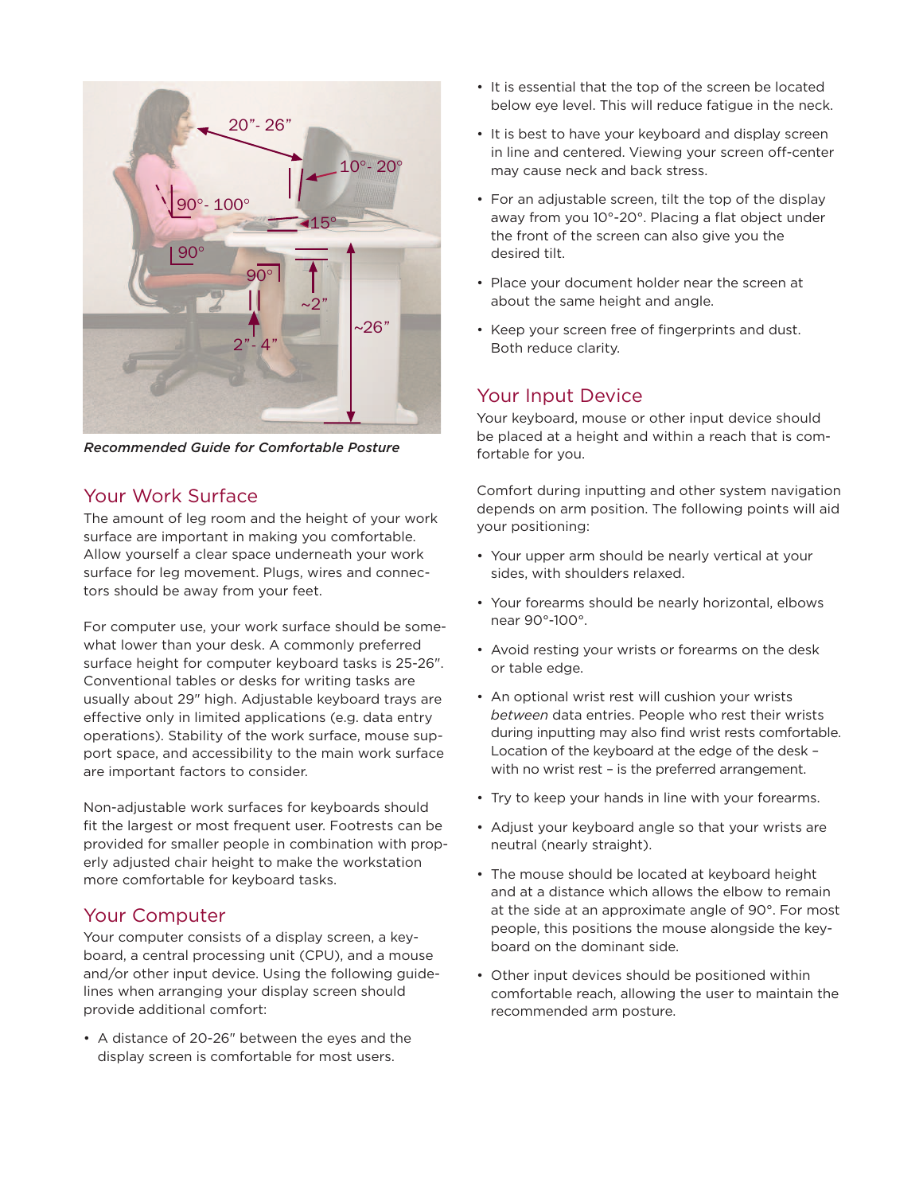*Recommended Guide for Comfortable Posture*

## Your Work Surface

The amount of leg room and the height of your work surface are important in making you comfortable. Allow yourself a clear space underneath your work surface for leg movement. Plugs, wires and connectors should be away from your feet.

For computer use, your work surface should be somewhat lower than your desk. A commonly preferred surface height for computer keyboard tasks is 25-26″. Conventional tables or desks for writing tasks are usually about 29″ high. Adjustable keyboard trays are effective only in limited applications (e.g. data entry operations). Stability of the work surface, mouse support space, and accessibility to the main work surface are important factors to consider.

Non-adjustable work surfaces for keyboards should fit the largest or most frequent user. Footrests can be provided for smaller people in combination with properly adjusted chair height to make the workstation more comfortable for keyboard tasks.

## Your Computer

Your computer consists of a display screen, a keyboard, a central processing unit (CPU), and a mouse and/or other input device. Using the following guidelines when arranging your display screen should provide additional comfort:

- A distance of 20-26″ between the eyes and the display screen is comfortable for most users.
- It is essential that the top of the screen be located below eye level. This will reduce fatigue in the neck.
- It is best to have your keyboard and display screen in line and centered. Viewing your screen off-center may cause neck and back stress.
- For an adjustable screen, tilt the top of the display away from you 10°-20°. Placing a flat object under the front of the screen can also give you the desired tilt.
- Place your document holder near the screen at about the same height and angle.
- Keep your screen free of fingerprints and dust. Both reduce clarity.

## Your Input Device

Your keyboard, mouse or other input device should be placed at a height and within a reach that is comfortable for you.

Comfort during inputting and other system navigation depends on arm position. The following points will aid your positioning:

- Your upper arm should be nearly vertical at your sides, with shoulders relaxed.
- Your forearms should be nearly horizontal, elbows near 90°-100°.
- Avoid resting your wrists or forearms on the desk or table edge.
- An optional wrist rest will cushion your wrists *between* data entries. People who rest their wrists during inputting may also find wrist rests comfortable. Location of the keyboard at the edge of the desk – with no wrist rest – is the preferred arrangement.
- Try to keep your hands in line with your forearms.
- Adjust your keyboard angle so that your wrists are neutral (nearly straight).
- The mouse should be located at keyboard height and at a distance which allows the elbow to remain at the side at an approximate angle of 90°. For most people, this positions the mouse alongside the keyboard on the dominant side.
- Other input devices should be positioned within comfortable reach, allowing the user to maintain the recommended arm posture.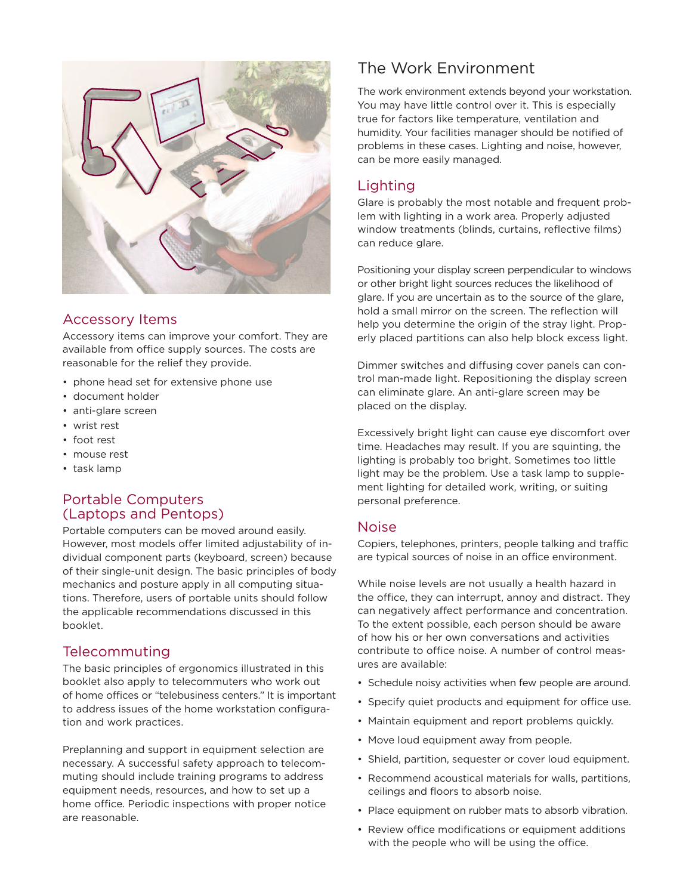## Accessory Items

Accessory items can improve your comfort. They are available from office supply sources. The costs are reasonable for the relief they provide.

- phone head set for extensive phone use
- document holder
- anti-glare screen
- wrist rest
- foot rest
- mouse rest
- task lamp

## Portable Computers (Laptops and Pentops)

Portable computers can be moved around easily. However, most models offer limited adjustability of individual component parts (keyboard, screen) because of their single-unit design. The basic principles of body mechanics and posture apply in all computing situations. Therefore, users of portable units should follow the applicable recommendations discussed in this booklet.

## Telecommuting

The basic principles of ergonomics illustrated in this booklet also apply to telecommuters who work out of home offices or "telebusiness centers." It is important to address issues of the home workstation configuration and work practices.

Preplanning and support in equipment selection are necessary. A successful safety approach to telecommuting should include training programs to address equipment needs, resources, and how to set up a home office. Periodic inspections with proper notice are reasonable.

# The Work Environment

The work environment extends beyond your workstation. You may have little control over it. This is especially true for factors like temperature, ventilation and humidity. Your facilities manager should be notified of problems in these cases. Lighting and noise, however, can be more easily managed.

## Lighting

Glare is probably the most notable and frequent problem with lighting in a work area. Properly adjusted window treatments (blinds, curtains, reflective films) can reduce glare.

Positioning your display screen perpendicular to windows or other bright light sources reduces the likelihood of glare. If you are uncertain as to the source of the glare, hold a small mirror on the screen. The reflection will help you determine the origin of the stray light. Properly placed partitions can also help block excess light.

Dimmer switches and diffusing cover panels can control man-made light. Repositioning the display screen can eliminate glare. An anti-glare screen may be placed on the display.

Excessively bright light can cause eye discomfort over time. Headaches may result. If you are squinting, the lighting is probably too bright. Sometimes too little light may be the problem. Use a task lamp to supplement lighting for detailed work, writing, or suiting personal preference.

## Noise

Copiers, telephones, printers, people talking and traffic are typical sources of noise in an office environment.

While noise levels are not usually a health hazard in the office, they can interrupt, annoy and distract. They can negatively affect performance and concentration. To the extent possible, each person should be aware of how his or her own conversations and activities contribute to office noise. A number of control measures are available:

- Schedule noisy activities when few people are around.
- Specify quiet products and equipment for office use.
- Maintain equipment and report problems quickly.
- Move loud equipment away from people.
- Shield, partition, sequester or cover loud equipment.
- Recommend acoustical materials for walls, partitions, ceilings and floors to absorb noise.
- Place equipment on rubber mats to absorb vibration.
- Review office modifications or equipment additions with the people who will be using the office.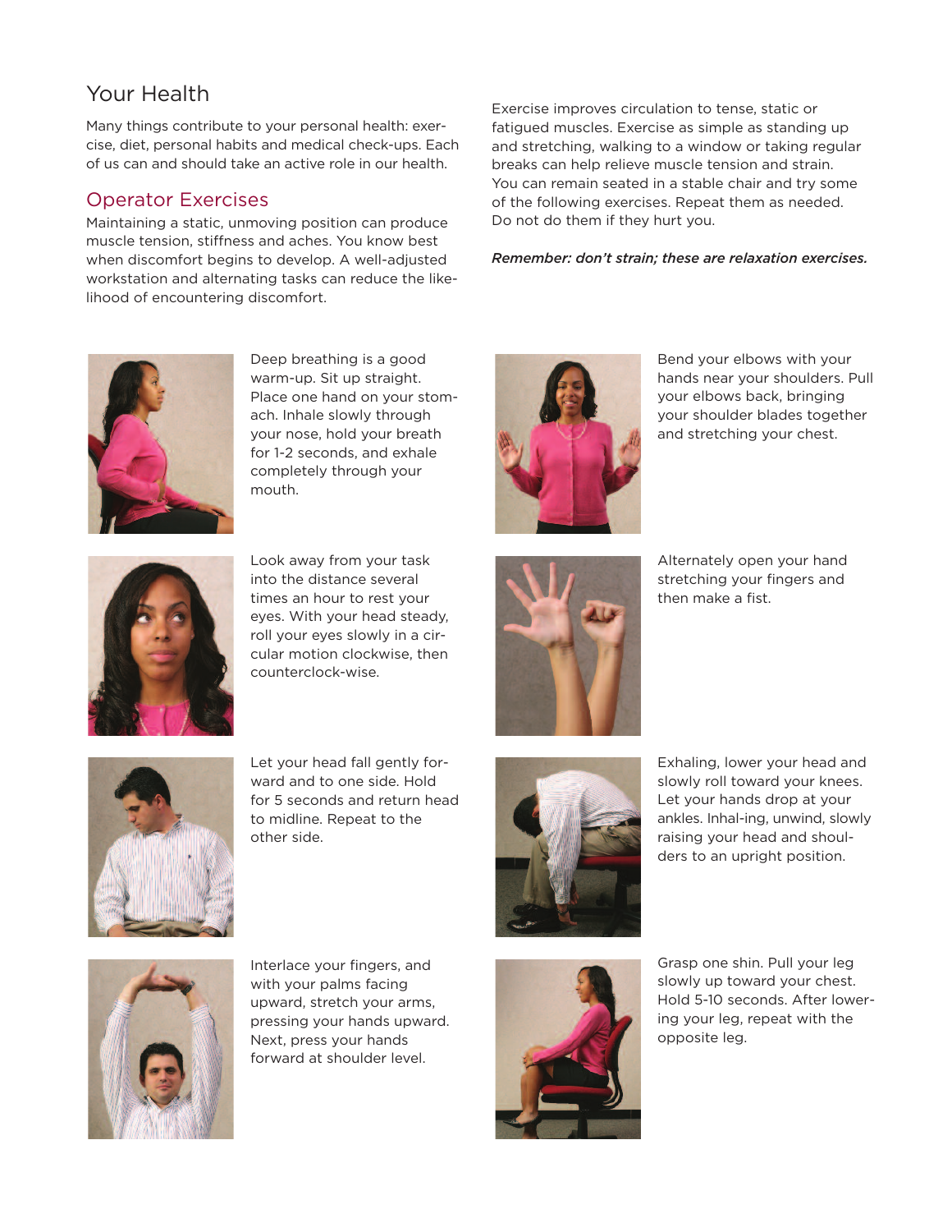# Your Health

Many things contribute to your personal health: exercise, diet, personal habits and medical check-ups. Each of us can and should take an active role in our health.

## Operator Exercises

Maintaining a static, unmoving position can produce muscle tension, stiffness and aches. You know best when discomfort begins to develop. A well-adjusted workstation and alternating tasks can reduce the likelihood of encountering discomfort.

Exercise improves circulation to tense, static or fatigued muscles. Exercise as simple as standing up and stretching, walking to a window or taking regular breaks can help relieve muscle tension and strain. You can remain seated in a stable chair and try some of the following exercises. Repeat them as needed. Do not do them if they hurt you.

***Remember: don't strain; these are relaxation exercises.***

Deep breathing is a good warm-up. Sit up straight. Place one hand on your stomach. Inhale slowly through your nose, hold your breath for 1-2 seconds, and exhale completely through your mouth.

Look away from your task into the distance several times an hour to rest your eyes. With your head steady, roll your eyes slowly in a circular motion clockwise, then counterclock-wise.

Let your head fall gently forward and to one side. Hold for 5 seconds and return head to midline. Repeat to the other side.

Interlace your fingers, and with your palms facing upward, stretch your arms, pressing your hands upward. Next, press your hands forward at shoulder level.

Bend your elbows with your hands near your shoulders. Pull your elbows back, bringing your shoulder blades together and stretching your chest.

Alternately open your hand stretching your fingers and then make a fist.

Exhaling, lower your head and slowly roll toward your knees. Let your hands drop at your ankles. Inhal-ing, unwind, slowly raising your head and shoulders to an upright position.

Grasp one shin. Pull your leg slowly up toward your chest. Hold 5-10 seconds. After lowering your leg, repeat with the opposite leg.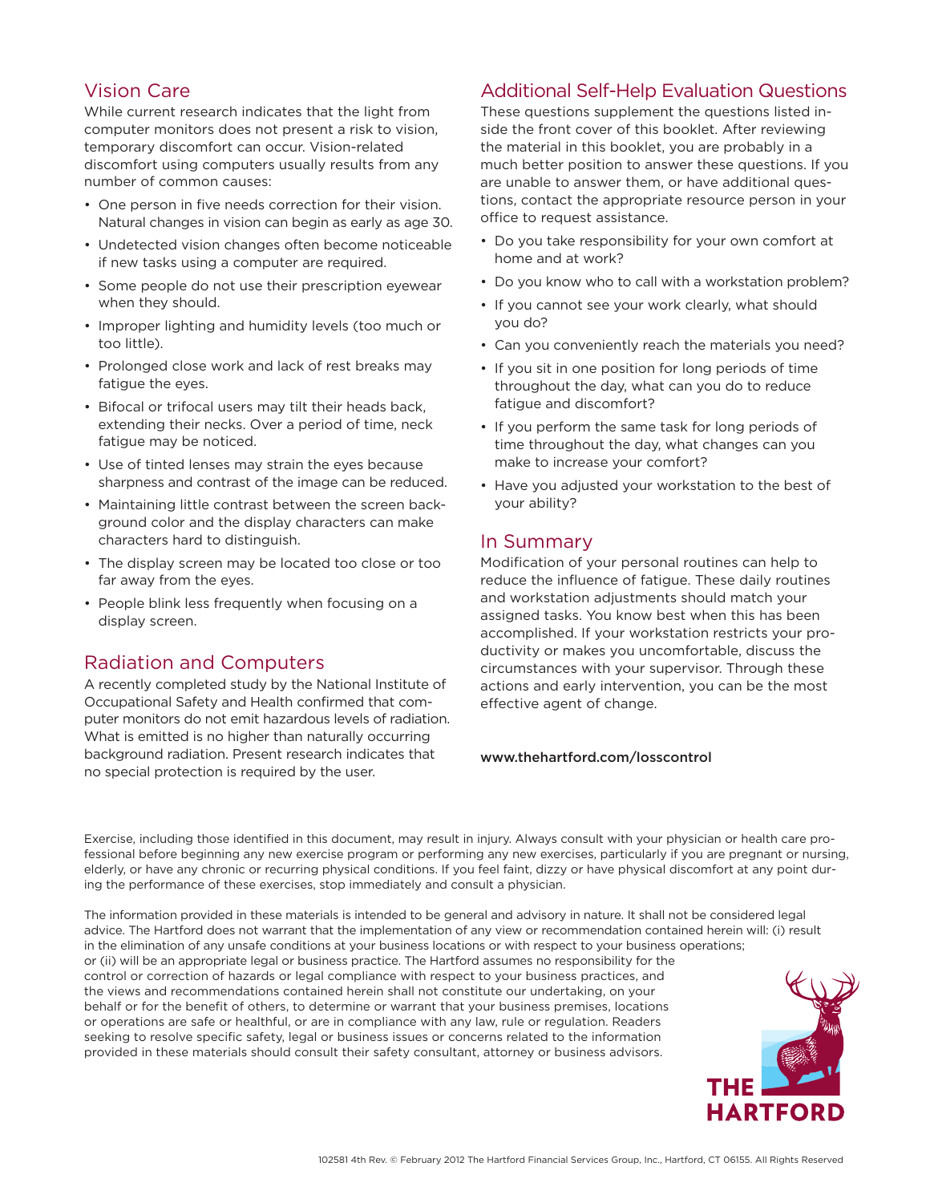## Vision Care

While current research indicates that the light from computer monitors does not present a risk to vision, temporary discomfort can occur. Vision-related discomfort using computers usually results from any number of common causes:

- One person in five needs correction for their vision. Natural changes in vision can begin as early as age 30.
- Undetected vision changes often become noticeable if new tasks using a computer are required.
- Some people do not use their prescription eyewear when they should.
- Improper lighting and humidity levels (too much or too little).
- Prolonged close work and lack of rest breaks may fatigue the eyes.
- Bifocal or trifocal users may tilt their heads back, extending their necks. Over a period of time, neck fatigue may be noticed.
- Use of tinted lenses may strain the eyes because sharpness and contrast of the image can be reduced.
- Maintaining little contrast between the screen background color and the display characters can make characters hard to distinguish.
- The display screen may be located too close or too far away from the eyes.
- People blink less frequently when focusing on a display screen.

## Radiation and Computers

A recently completed study by the National Institute of Occupational Safety and Health confirmed that computer monitors do not emit hazardous levels of radiation. What is emitted is no higher than naturally occurring background radiation. Present research indicates that no special protection is required by the user.

## Additional Self-Help Evaluation Questions

These questions supplement the questions listed inside the front cover of this booklet. After reviewing the material in this booklet, you are probably in a much better position to answer these questions. If you are unable to answer them, or have additional questions, contact the appropriate resource person in your office to request assistance.

- Do you take responsibility for your own comfort at home and at work?
- Do you know who to call with a workstation problem?
- If you cannot see your work clearly, what should you do?
- Can you conveniently reach the materials you need?
- If you sit in one position for long periods of time throughout the day, what can you do to reduce fatigue and discomfort?
- If you perform the same task for long periods of time throughout the day, what changes can you make to increase your comfort?
- Have you adjusted your workstation to the best of your ability?

## In Summary

Modification of your personal routines can help to reduce the influence of fatigue. These daily routines and workstation adjustments should match your assigned tasks. You know best when this has been accomplished. If your workstation restricts your productivity or makes you uncomfortable, discuss the circumstances with your supervisor. Through these actions and early intervention, you can be the most effective agent of change.

**www.thehartford.com/losscontrol**

Exercise, including those identified in this document, may result in injury. Always consult with your physician or health care professional before beginning any new exercise program or performing any new exercises, particularly if you are pregnant or nursing, elderly, or have any chronic or recurring physical conditions. If you feel faint, dizzy or have physical discomfort at any point during the performance of these exercises, stop immediately and consult a physician.

The information provided in these materials is intended to be general and advisory in nature. It shall not be considered legal advice. The Hartford does not warrant that the implementation of any view or recommendation contained herein will: (i) result in the elimination of any unsafe conditions at your business locations or with respect to your business operations; or (ii) will be an appropriate legal or business practice. The Hartford assumes no responsibility for the control or correction of hazards or legal compliance with respect to your business practices, and the views and recommendations contained herein shall not constitute our undertaking, on your behalf or for the benefit of others, to determine or warrant that your business premises, locations or operations are safe or healthful, or are in compliance with any law, rule or regulation. Readers seeking to resolve specific safety, legal or business issues or concerns related to the information provided in these materials should consult their safety consultant, attorney or business advisors.

THE HARTFORD

102581 4th Rev. © February 2012 The Hartford Financial Services Group, Inc., Hartford, CT 06155. All Rights Reserved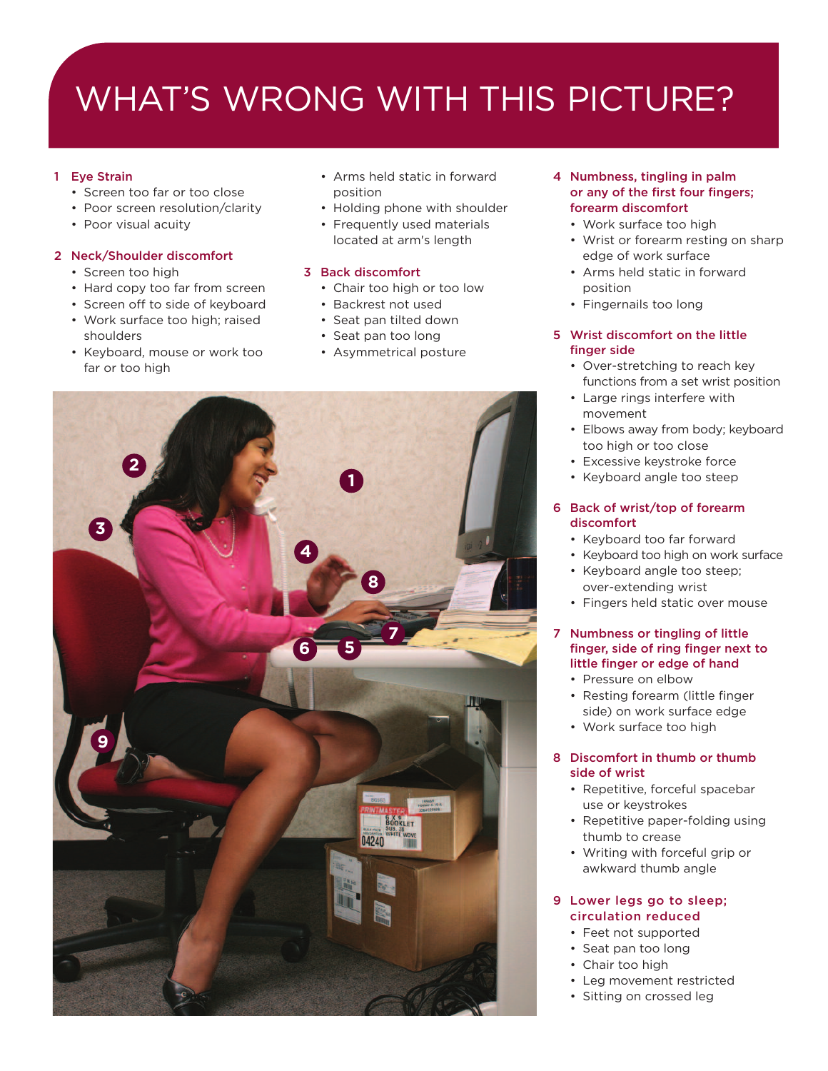# WHAT'S WRONG WITH THIS PICTURE?

### 1 Eye Strain

- Screen too far or too close
- Poor screen resolution/clarity
- Poor visual acuity

### 2 Neck/Shoulder discomfort

- Screen too high
- Hard copy too far from screen
- Screen off to side of keyboard
- Work surface too high; raised shoulders
- Keyboard, mouse or work too far or too high
- Arms held static in forward position
- Holding phone with shoulder
- Frequently used materials located at arm's length

### 3 Back discomfort

- Chair too high or too low
- Backrest not used
- Seat pan tilted down
- Seat pan too long
- Asymmetrical posture

### 4 Numbness, tingling in palm or any of the first four fingers; forearm discomfort

- Work surface too high
- Wrist or forearm resting on sharp edge of work surface
- Arms held static in forward position
- Fingernails too long

### 5 Wrist discomfort on the little finger side

- Over-stretching to reach key functions from a set wrist position
- Large rings interfere with movement
- Elbows away from body; keyboard too high or too close
- Excessive keystroke force
- Keyboard angle too steep

### 6 Back of wrist/top of forearm discomfort

- Keyboard too far forward
- Keyboard too high on work surface
- Keyboard angle too steep; over-extending wrist
- Fingers held static over mouse

### 7 Numbness or tingling of little finger, side of ring finger next to little finger or edge of hand

- Pressure on elbow
- Resting forearm (little finger side) on work surface edge
- Work surface too high

### 8 Discomfort in thumb or thumb side of wrist

- Repetitive, forceful spacebar use or keystrokes
- Repetitive paper-folding using thumb to crease
- Writing with forceful grip or awkward thumb angle

### 9 Lower legs go to sleep; circulation reduced

- Feet not supported
- Seat pan too long
- Chair too high
- Leg movement restricted
- Sitting on crossed leg